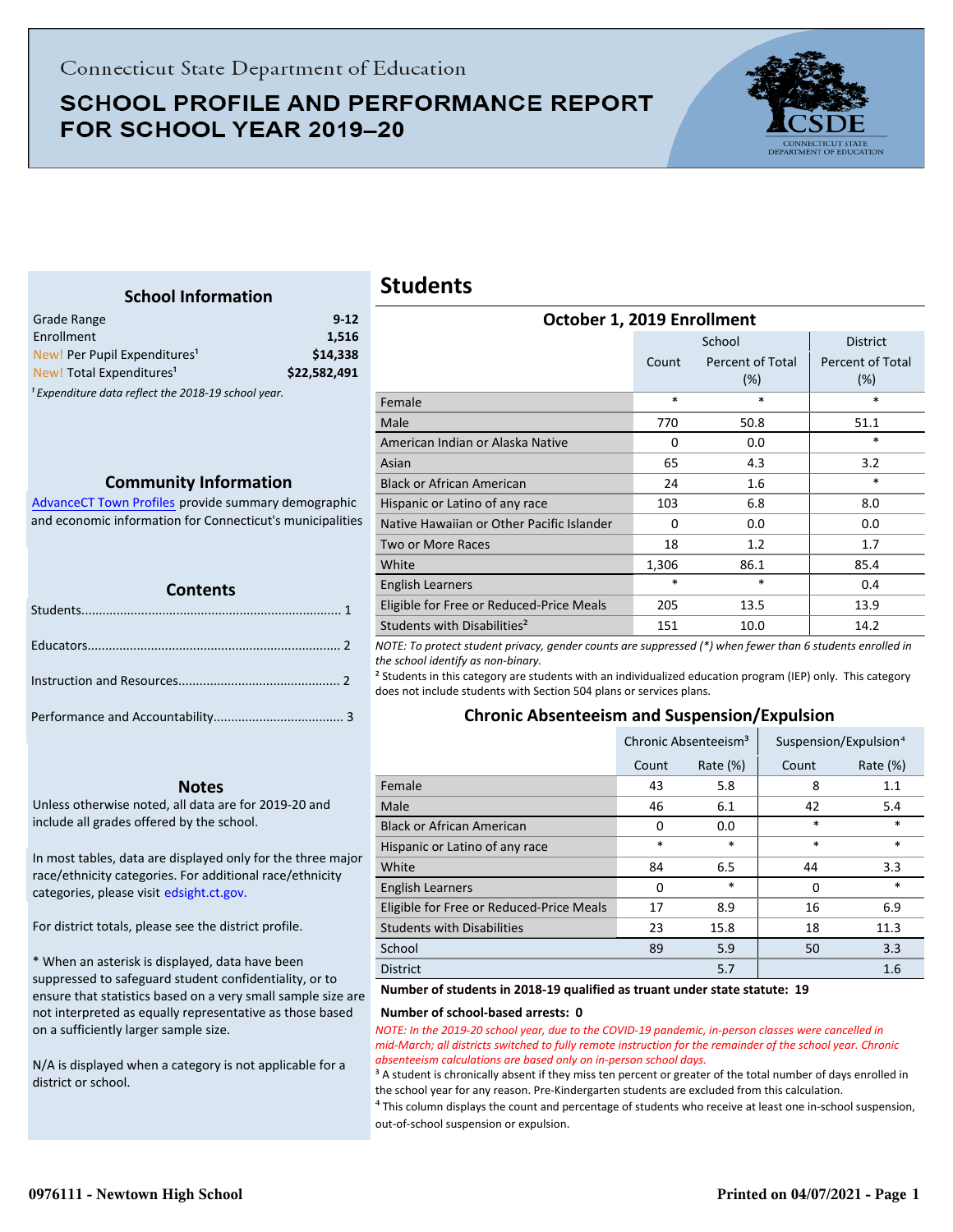Connecticut State Department of Education

# SCHOOL PROFILE AND PERFORMANCE REPORT FOR SCHOOL YEAR 2019–20

### School Information

| | |
|---|---|
| Grade Range | 9-12 |
| Enrollment | 1,516 |
| New! Per Pupil Expenditures[1] | $14,338 |
| New! Total Expenditures[1] | $22,582,491 |

*[1] Expenditure data reflect the 2018-19 school year.*

### Community Information

AdvanceCT Town Profiles provide summary demographic and economic information for Connecticut's municipalities

### Contents

Students........................................................................ 1

Educators...................................................................... 2

Instruction and Resources............................................. 2

Performance and Accountability.................................... 3

### Notes

Unless otherwise noted, all data are for 2019-20 and include all grades offered by the school.

In most tables, data are displayed only for the three major race/ethnicity categories. For additional race/ethnicity categories, please visit edsight.ct.gov.

For district totals, please see the district profile.

* When an asterisk is displayed, data have been suppressed to safeguard student confidentiality, or to ensure that statistics based on a very small sample size are not interpreted as equally representative as those based on a sufficiently larger sample size.

N/A is displayed when a category is not applicable for a district or school.

## Students

### October 1, 2019 Enrollment

| | School | | District |
|---|---|---|---|
| | Count | Percent of Total (%) | Percent of Total (%) |
| Female | * | * | * |
| Male | 770 | 50.8 | 51.1 |
| American Indian or Alaska Native | 0 | 0.0 | * |
| Asian | 65 | 4.3 | 3.2 |
| Black or African American | 24 | 1.6 | * |
| Hispanic or Latino of any race | 103 | 6.8 | 8.0 |
| Native Hawaiian or Other Pacific Islander | 0 | 0.0 | 0.0 |
| Two or More Races | 18 | 1.2 | 1.7 |
| White | 1,306 | 86.1 | 85.4 |
| English Learners | * | * | 0.4 |
| Eligible for Free or Reduced-Price Meals | 205 | 13.5 | 13.9 |
| Students with Disabilities[2] | 151 | 10.0 | 14.2 |

*NOTE: To protect student privacy, gender counts are suppressed (*) when fewer than 6 students enrolled in the school identify as non-binary.*

[2] Students in this category are students with an individualized education program (IEP) only. This category does not include students with Section 504 plans or services plans.

### Chronic Absenteeism and Suspension/Expulsion

| | Chronic Absenteeism[3] | | Suspension/Expulsion[4] | |
|---|---|---|---|---|
| | Count | Rate (%) | Count | Rate (%) |
| Female | 43 | 5.8 | 8 | 1.1 |
| Male | 46 | 6.1 | 42 | 5.4 |
| Black or African American | 0 | 0.0 | * | * |
| Hispanic or Latino of any race | * | * | * | * |
| White | 84 | 6.5 | 44 | 3.3 |
| English Learners | 0 | * | 0 | * |
| Eligible for Free or Reduced-Price Meals | 17 | 8.9 | 16 | 6.9 |
| Students with Disabilities | 23 | 15.8 | 18 | 11.3 |
| School | 89 | 5.9 | 50 | 3.3 |
| District | | 5.7 | | 1.6 |

**Number of students in 2018-19 qualified as truant under state statute: 19**

**Number of school-based arrests: 0**

*NOTE: In the 2019-20 school year, due to the COVID-19 pandemic, in-person classes were cancelled in mid-March; all districts switched to fully remote instruction for the remainder of the school year. Chronic absenteeism calculations are based only on in-person school days.*

[3] A student is chronically absent if they miss ten percent or greater of the total number of days enrolled in the school year for any reason. Pre-Kindergarten students are excluded from this calculation.

[4] This column displays the count and percentage of students who receive at least one in-school suspension, out-of-school suspension or expulsion.

0976111 - Newtown High School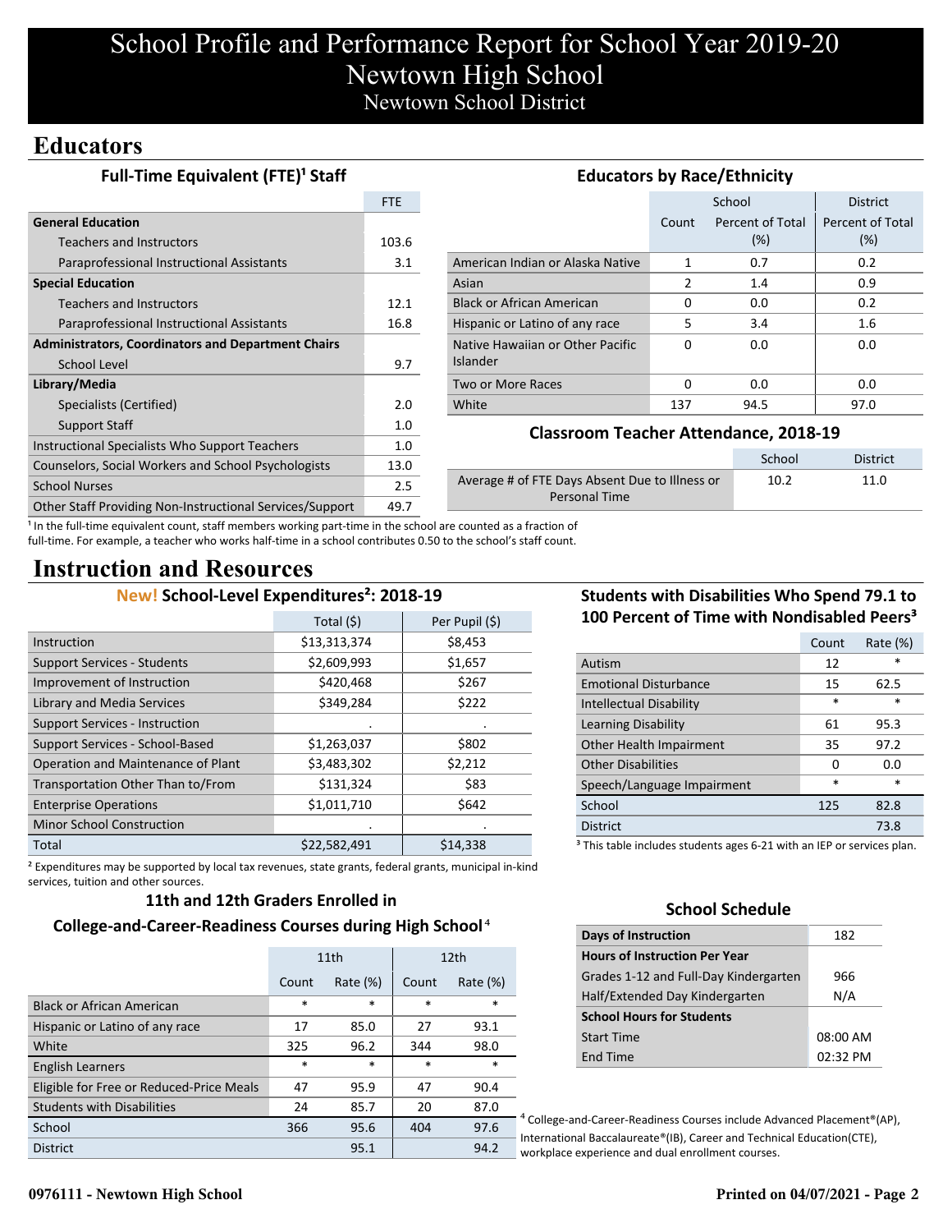# School Profile and Performance Report for School Year 2019-20
# Newtown High School
## Newtown School District

## Educators

### Full-Time Equivalent (FTE)[1] Staff

| | FTE |
|---|---|
| **General Education** | |
| Teachers and Instructors | 103.6 |
| Paraprofessional Instructional Assistants | 3.1 |
| **Special Education** | |
| Teachers and Instructors | 12.1 |
| Paraprofessional Instructional Assistants | 16.8 |
| **Administrators, Coordinators and Department Chairs** | |
| School Level | 9.7 |
| **Library/Media** | |
| Specialists (Certified) | 2.0 |
| Support Staff | 1.0 |
| Instructional Specialists Who Support Teachers | 1.0 |
| Counselors, Social Workers and School Psychologists | 13.0 |
| School Nurses | 2.5 |
| Other Staff Providing Non-Instructional Services/Support | 49.7 |

[1] In the full-time equivalent count, staff members working part-time in the school are counted as a fraction of full-time. For example, a teacher who works half-time in a school contributes 0.50 to the school's staff count.

### Educators by Race/Ethnicity

| | School | | District |
|---|---|---|---|
| | Count | Percent of Total (%) | Percent of Total (%) |
| American Indian or Alaska Native | 1 | 0.7 | 0.2 |
| Asian | 2 | 1.4 | 0.9 |
| Black or African American | 0 | 0.0 | 0.2 |
| Hispanic or Latino of any race | 5 | 3.4 | 1.6 |
| Native Hawaiian or Other Pacific Islander | 0 | 0.0 | 0.0 |
| Two or More Races | 0 | 0.0 | 0.0 |
| White | 137 | 94.5 | 97.0 |

### Classroom Teacher Attendance, 2018-19

| | School | District |
|---|---|---|
| Average # of FTE Days Absent Due to Illness or Personal Time | 10.2 | 11.0 |

## Instruction and Resources

### New! School-Level Expenditures[2]: 2018-19

| | Total ($) | Per Pupil ($) |
|---|---|---|
| Instruction | $13,313,374 | $8,453 |
| Support Services - Students | $2,609,993 | $1,657 |
| Improvement of Instruction | $420,468 | $267 |
| Library and Media Services | $349,284 | $222 |
| Support Services - Instruction | . | . |
| Support Services - School-Based | $1,263,037 | $802 |
| Operation and Maintenance of Plant | $3,483,302 | $2,212 |
| Transportation Other Than to/From | $131,324 | $83 |
| Enterprise Operations | $1,011,710 | $642 |
| Minor School Construction | . | . |
| Total | $22,582,491 | $14,338 |

[2] Expenditures may be supported by local tax revenues, state grants, federal grants, municipal in-kind services, tuition and other sources.

### Students with Disabilities Who Spend 79.1 to 100 Percent of Time with Nondisabled Peers[3]

| | Count | Rate (%) |
|---|---|---|
| Autism | 12 | * |
| Emotional Disturbance | 15 | 62.5 |
| Intellectual Disability | * | * |
| Learning Disability | 61 | 95.3 |
| Other Health Impairment | 35 | 97.2 |
| Other Disabilities | 0 | 0.0 |
| Speech/Language Impairment | * | * |
| School | 125 | 82.8 |
| District | | 73.8 |

[3] This table includes students ages 6-21 with an IEP or services plan.

### 11th and 12th Graders Enrolled in College-and-Career-Readiness Courses during High School[4]

| | 11th | | 12th | |
|---|---|---|---|---|
| | Count | Rate (%) | Count | Rate (%) |
| Black or African American | * | * | * | * |
| Hispanic or Latino of any race | 17 | 85.0 | 27 | 93.1 |
| White | 325 | 96.2 | 344 | 98.0 |
| English Learners | * | * | * | * |
| Eligible for Free or Reduced-Price Meals | 47 | 95.9 | 47 | 90.4 |
| Students with Disabilities | 24 | 85.7 | 20 | 87.0 |
| School | 366 | 95.6 | 404 | 97.6 |
| District | | 95.1 | | 94.2 |

[4] College-and-Career-Readiness Courses include Advanced Placement®(AP), International Baccalaureate®(IB), Career and Technical Education(CTE), workplace experience and dual enrollment courses.

### School Schedule

| | |
|---|---|
| **Days of Instruction** | 182 |
| **Hours of Instruction Per Year** | |
| Grades 1-12 and Full-Day Kindergarten | 966 |
| Half/Extended Day Kindergarten | N/A |
| **School Hours for Students** | |
| Start Time | 08:00 AM |
| End Time | 02:32 PM |

0976111 - Newtown High School

Printed on 04/07/2021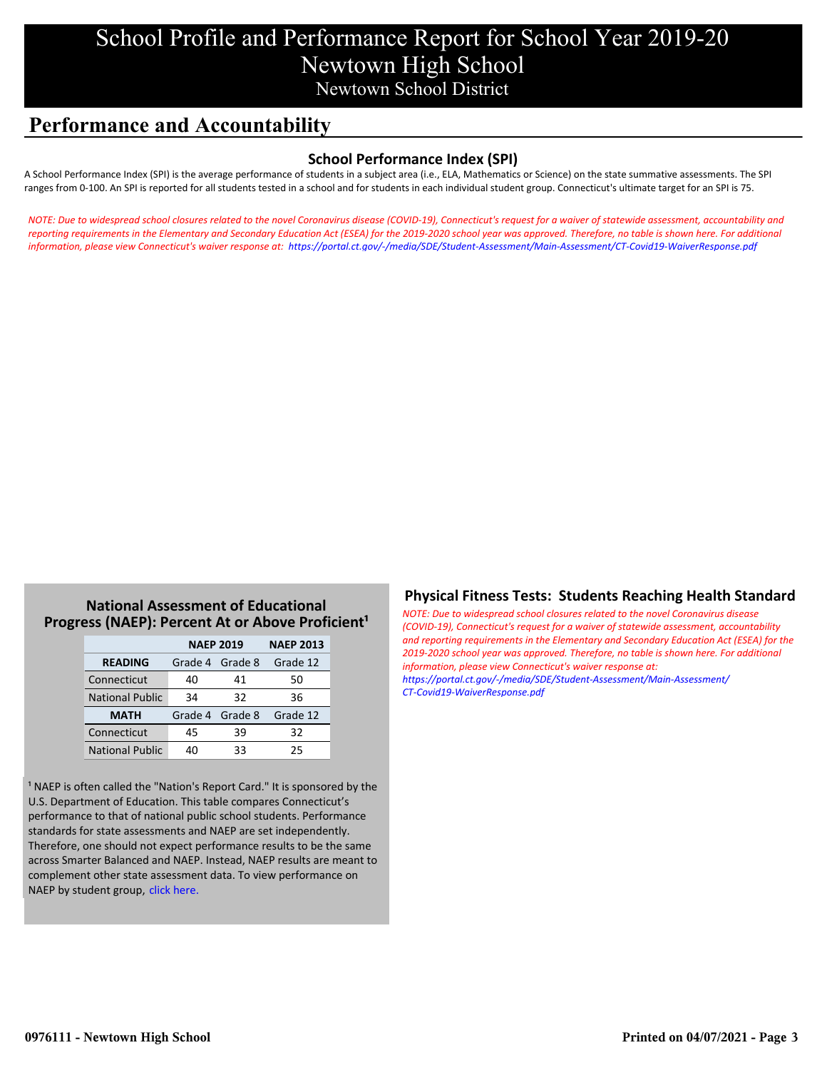# School Profile and Performance Report for School Year 2019-20
## Newtown High School
### Newtown School District

## Performance and Accountability

### School Performance Index (SPI)

A School Performance Index (SPI) is the average performance of students in a subject area (i.e., ELA, Mathematics or Science) on the state summative assessments. The SPI ranges from 0-100. An SPI is reported for all students tested in a school and for students in each individual student group. Connecticut's ultimate target for an SPI is 75.

*NOTE: Due to widespread school closures related to the novel Coronavirus disease (COVID-19), Connecticut's request for a waiver of statewide assessment, accountability and reporting requirements in the Elementary and Secondary Education Act (ESEA) for the 2019-2020 school year was approved. Therefore, no table is shown here. For additional information, please view Connecticut's waiver response at: https://portal.ct.gov/-/media/SDE/Student-Assessment/Main-Assessment/CT-Covid19-WaiverResponse.pdf*

### National Assessment of Educational Progress (NAEP): Percent At or Above Proficient[1]

| | NAEP 2019 | | NAEP 2013 |
|---|---|---|---|
| **READING** | Grade 4 | Grade 8 | Grade 12 |
| Connecticut | 40 | 41 | 50 |
| National Public | 34 | 32 | 36 |
| **MATH** | Grade 4 | Grade 8 | Grade 12 |
| Connecticut | 45 | 39 | 32 |
| National Public | 40 | 33 | 25 |

[1] NAEP is often called the "Nation's Report Card." It is sponsored by the U.S. Department of Education. This table compares Connecticut's performance to that of national public school students. Performance standards for state assessments and NAEP are set independently. Therefore, one should not expect performance results to be the same across Smarter Balanced and NAEP. Instead, NAEP results are meant to complement other state assessment data. To view performance on NAEP by student group, click here.

### Physical Fitness Tests: Students Reaching Health Standard

*NOTE: Due to widespread school closures related to the novel Coronavirus disease (COVID-19), Connecticut's request for a waiver of statewide assessment, accountability and reporting requirements in the Elementary and Secondary Education Act (ESEA) for the 2019-2020 school year was approved. Therefore, no table is shown here. For additional information, please view Connecticut's waiver response at: https://portal.ct.gov/-/media/SDE/Student-Assessment/Main-Assessment/CT-Covid19-WaiverResponse.pdf*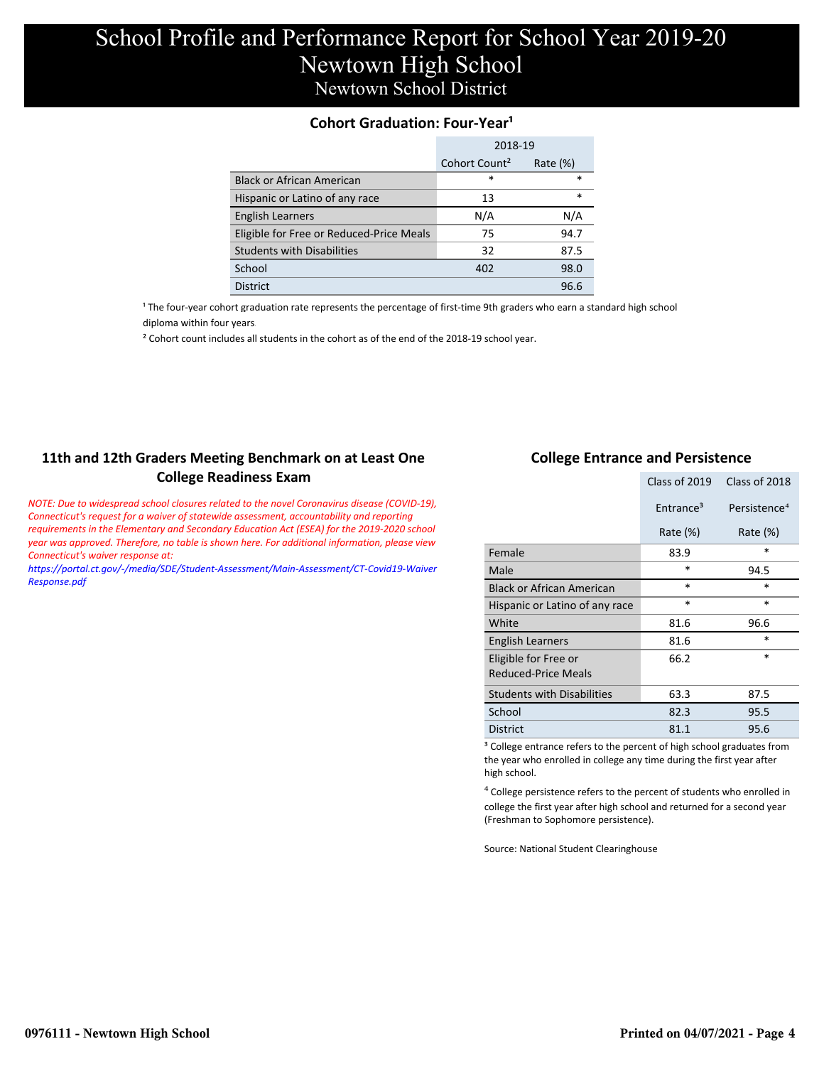# School Profile and Performance Report for School Year 2019-20
# Newtown High School
## Newtown School District

### Cohort Graduation: Four-Year[1]

| | 2018-19 | |
|---|---|---|
| | Cohort Count[2] | Rate (%) |
| Black or African American | * | * |
| Hispanic or Latino of any race | 13 | * |
| English Learners | N/A | N/A |
| Eligible for Free or Reduced-Price Meals | 75 | 94.7 |
| Students with Disabilities | 32 | 87.5 |
| School | 402 | 98.0 |
| District | | 96.6 |

[1] The four-year cohort graduation rate represents the percentage of first-time 9th graders who earn a standard high school diploma within four years

[2] Cohort count includes all students in the cohort as of the end of the 2018-19 school year.

### 11th and 12th Graders Meeting Benchmark on at Least One College Readiness Exam

*NOTE: Due to widespread school closures related to the novel Coronavirus disease (COVID-19), Connecticut's request for a waiver of statewide assessment, accountability and reporting requirements in the Elementary and Secondary Education Act (ESEA) for the 2019-2020 school year was approved. Therefore, no table is shown here. For additional information, please view Connecticut's waiver response at:*
*https://portal.ct.gov/-/media/SDE/Student-Assessment/Main-Assessment/CT-Covid19-Waiver Response.pdf*

### College Entrance and Persistence

| | Class of 2019 | Class of 2018 |
|---|---|---|
| | Entrance[3] | Persistence[4] |
| | Rate (%) | Rate (%) |
| Female | 83.9 | * |
| Male | * | 94.5 |
| Black or African American | * | * |
| Hispanic or Latino of any race | * | * |
| White | 81.6 | 96.6 |
| English Learners | 81.6 | * |
| Eligible for Free or Reduced-Price Meals | 66.2 | * |
| Students with Disabilities | 63.3 | 87.5 |
| School | 82.3 | 95.5 |
| District | 81.1 | 95.6 |

[3] College entrance refers to the percent of high school graduates from the year who enrolled in college any time during the first year after high school.

[4] College persistence refers to the percent of students who enrolled in college the first year after high school and returned for a second year (Freshman to Sophomore persistence).

Source: National Student Clearinghouse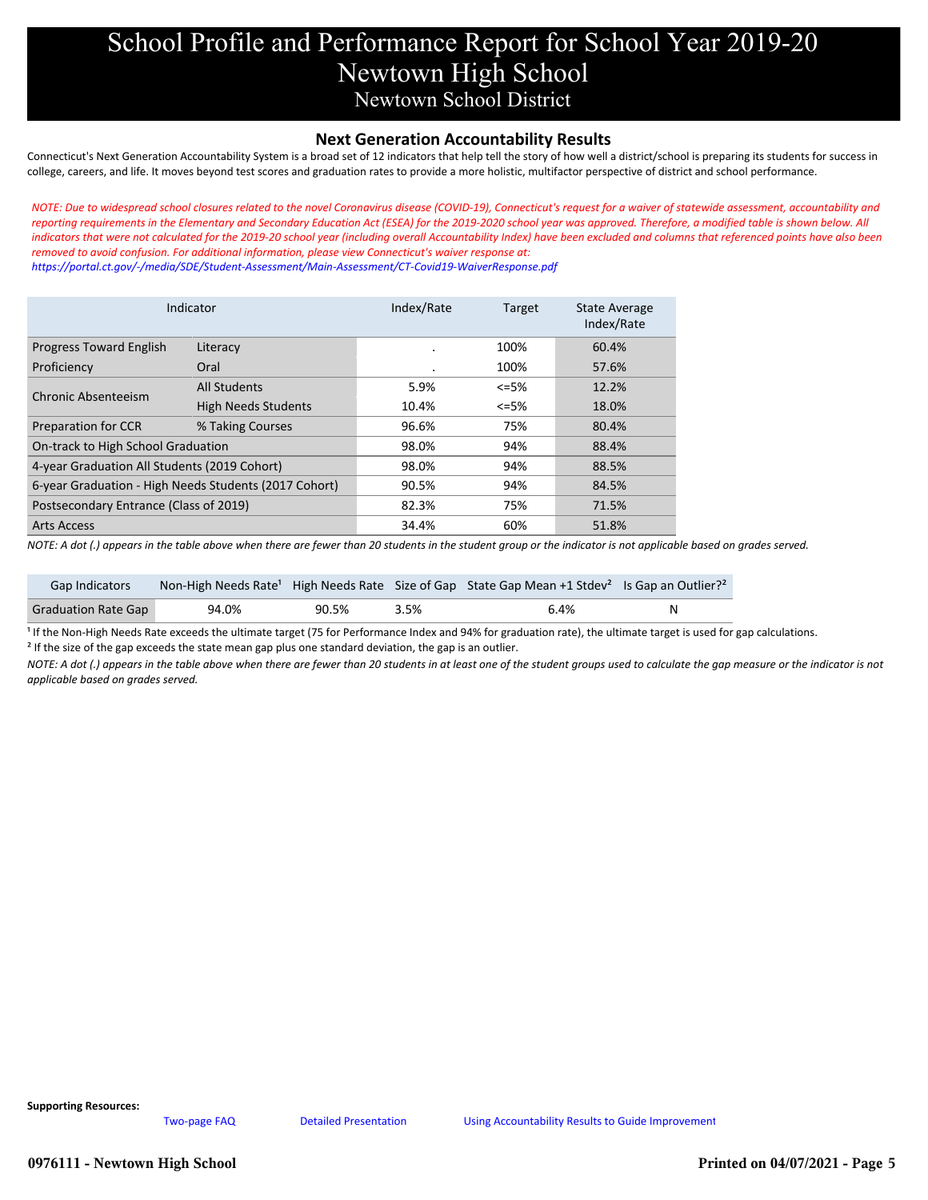# School Profile and Performance Report for School Year 2019-20
# Newtown High School
## Newtown School District

### Next Generation Accountability Results

Connecticut's Next Generation Accountability System is a broad set of 12 indicators that help tell the story of how well a district/school is preparing its students for success in college, careers, and life. It moves beyond test scores and graduation rates to provide a more holistic, multifactor perspective of district and school performance.

*NOTE: Due to widespread school closures related to the novel Coronavirus disease (COVID-19), Connecticut's request for a waiver of statewide assessment, accountability and reporting requirements in the Elementary and Secondary Education Act (ESEA) for the 2019-2020 school year was approved. Therefore, a modified table is shown below. All indicators that were not calculated for the 2019-20 school year (including overall Accountability Index) have been excluded and columns that referenced points have also been removed to avoid confusion. For additional information, please view Connecticut's waiver response at: https://portal.ct.gov/-/media/SDE/Student-Assessment/Main-Assessment/CT-Covid19-WaiverResponse.pdf*

| Indicator | | Index/Rate | Target | State Average Index/Rate |
|---|---|---|---|---|
| Progress Toward English Proficiency | Literacy | . | 100% | 60.4% |
| | Oral | . | 100% | 57.6% |
| Chronic Absenteeism | All Students | 5.9% | <=5% | 12.2% |
| | High Needs Students | 10.4% | <=5% | 18.0% |
| Preparation for CCR | % Taking Courses | 96.6% | 75% | 80.4% |
| On-track to High School Graduation | | 98.0% | 94% | 88.4% |
| 4-year Graduation All Students (2019 Cohort) | | 98.0% | 94% | 88.5% |
| 6-year Graduation - High Needs Students (2017 Cohort) | | 90.5% | 94% | 84.5% |
| Postsecondary Entrance (Class of 2019) | | 82.3% | 75% | 71.5% |
| Arts Access | | 34.4% | 60% | 51.8% |

*NOTE: A dot (.) appears in the table above when there are fewer than 20 students in the student group or the indicator is not applicable based on grades served.*

| Gap Indicators | Non-High Needs Rate[1] | High Needs Rate | Size of Gap | State Gap Mean +1 Stdev[2] | Is Gap an Outlier?[2] |
|---|---|---|---|---|---|
| Graduation Rate Gap | 94.0% | 90.5% | 3.5% | 6.4% | N |

[1] If the Non-High Needs Rate exceeds the ultimate target (75 for Performance Index and 94% for graduation rate), the ultimate target is used for gap calculations.

[2] If the size of the gap exceeds the state mean gap plus one standard deviation, the gap is an outlier.

*NOTE: A dot (.) appears in the table above when there are fewer than 20 students in at least one of the student groups used to calculate the gap measure or the indicator is not applicable based on grades served.*

**Supporting Resources:**

Two-page FAQ    Detailed Presentation    Using Accountability Results to Guide Improvement